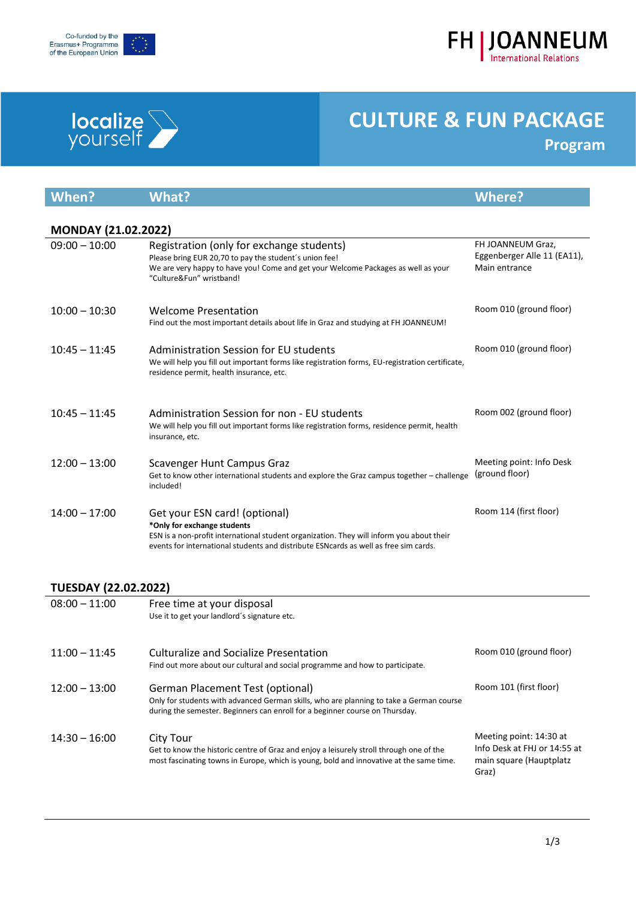Co-funded by the Erasmus+ Programme of the European Union

FH | JOANNEUM
International Relations

localize yourself

# CULTURE & FUN PACKAGE

## Program

| When? | What? | Where? |
|---|---|---|
| **MONDAY (21.02.2022)** | | |
| 09:00 – 10:00 | Registration (only for exchange students)<br>Please bring EUR 20,70 to pay the student´s union fee!<br>We are very happy to have you! Come and get your Welcome Packages as well as your "Culture&Fun" wristband! | FH JOANNEUM Graz, Eggenberger Alle 11 (EA11), Main entrance |
| 10:00 – 10:30 | Welcome Presentation<br>Find out the most important details about life in Graz and studying at FH JOANNEUM! | Room 010 (ground floor) |
| 10:45 – 11:45 | Administration Session for EU students<br>We will help you fill out important forms like registration forms, EU-registration certificate, residence permit, health insurance, etc. | Room 010 (ground floor) |
| 10:45 – 11:45 | Administration Session for non - EU students<br>We will help you fill out important forms like registration forms, residence permit, health insurance, etc. | Room 002 (ground floor) |
| 12:00 – 13:00 | Scavenger Hunt Campus Graz<br>Get to know other international students and explore the Graz campus together – challenge included! | Meeting point: Info Desk (ground floor) |
| 14:00 – 17:00 | Get your ESN card! (optional)<br>***Only for exchange students**<br>ESN is a non-profit international student organization. They will inform you about their events for international students and distribute ESNcards as well as free sim cards. | Room 114 (first floor) |
| **TUESDAY (22.02.2022)** | | |
| 08:00 – 11:00 | Free time at your disposal<br>Use it to get your landlord´s signature etc. | |
| 11:00 – 11:45 | Culturalize and Socialize Presentation<br>Find out more about our cultural and social programme and how to participate. | Room 010 (ground floor) |
| 12:00 – 13:00 | German Placement Test (optional)<br>Only for students with advanced German skills, who are planning to take a German course during the semester. Beginners can enroll for a beginner course on Thursday. | Room 101 (first floor) |
| 14:30 – 16:00 | City Tour<br>Get to know the historic centre of Graz and enjoy a leisurely stroll through one of the most fascinating towns in Europe, which is young, bold and innovative at the same time. | Meeting point: 14:30 at Info Desk at FHJ or 14:55 at main square (Hauptplatz Graz) |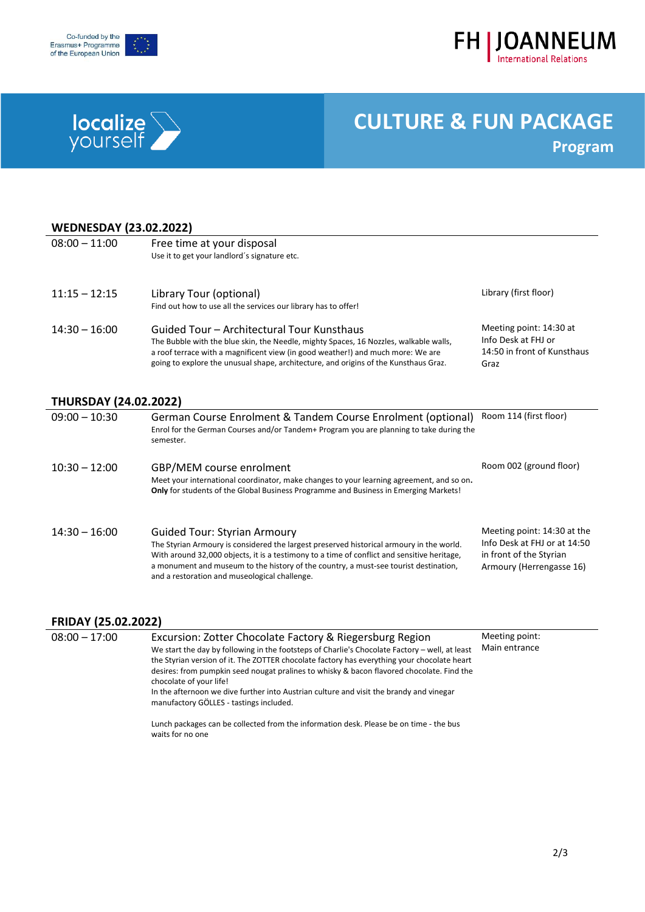Co-funded by the Erasmus+ Programme of the European Union

FH | JOANNEUM International Relations

localize yourself

# CULTURE & FUN PACKAGE

## Program

### WEDNESDAY (23.02.2022)

| Time | Activity | Location |
|---|---|---|
| 08:00 – 11:00 | Free time at your disposal<br>Use it to get your landlord´s signature etc. | |
| 11:15 – 12:15 | Library Tour (optional)<br>Find out how to use all the services our library has to offer! | Library (first floor) |
| 14:30 – 16:00 | Guided Tour – Architectural Tour Kunsthaus<br>The Bubble with the blue skin, the Needle, mighty Spaces, 16 Nozzles, walkable walls, a roof terrace with a magnificent view (in good weather!) and much more: We are going to explore the unusual shape, architecture, and origins of the Kunsthaus Graz. | Meeting point: 14:30 at Info Desk at FHJ or 14:50 in front of Kunsthaus Graz |

### THURSDAY (24.02.2022)

| Time | Activity | Location |
|---|---|---|
| 09:00 – 10:30 | German Course Enrolment & Tandem Course Enrolment (optional)<br>Enrol for the German Courses and/or Tandem+ Program you are planning to take during the semester. | Room 114 (first floor) |
| 10:30 – 12:00 | GBP/MEM course enrolment<br>Meet your international coordinator, make changes to your learning agreement, and so on.<br>**Only** for students of the Global Business Programme and Business in Emerging Markets! | Room 002 (ground floor) |
| 14:30 – 16:00 | Guided Tour: Styrian Armoury<br>The Styrian Armoury is considered the largest preserved historical armoury in the world. With around 32,000 objects, it is a testimony to a time of conflict and sensitive heritage, a monument and museum to the history of the country, a must-see tourist destination, and a restoration and museological challenge. | Meeting point: 14:30 at the Info Desk at FHJ or at 14:50 in front of the Styrian Armoury (Herrengasse 16) |

### FRIDAY (25.02.2022)

| Time | Activity | Location |
|---|---|---|
| 08:00 – 17:00 | Excursion: Zotter Chocolate Factory & Riegersburg Region<br>We start the day by following in the footsteps of Charlie's Chocolate Factory – well, at least the Styrian version of it. The ZOTTER chocolate factory has everything your chocolate heart desires: from pumpkin seed nougat pralines to whisky & bacon flavored chocolate. Find the chocolate of your life!<br>In the afternoon we dive further into Austrian culture and visit the brandy and vinegar manufactory GÖLLES - tastings included.<br><br>Lunch packages can be collected from the information desk. Please be on time - the bus waits for no one | Meeting point: Main entrance |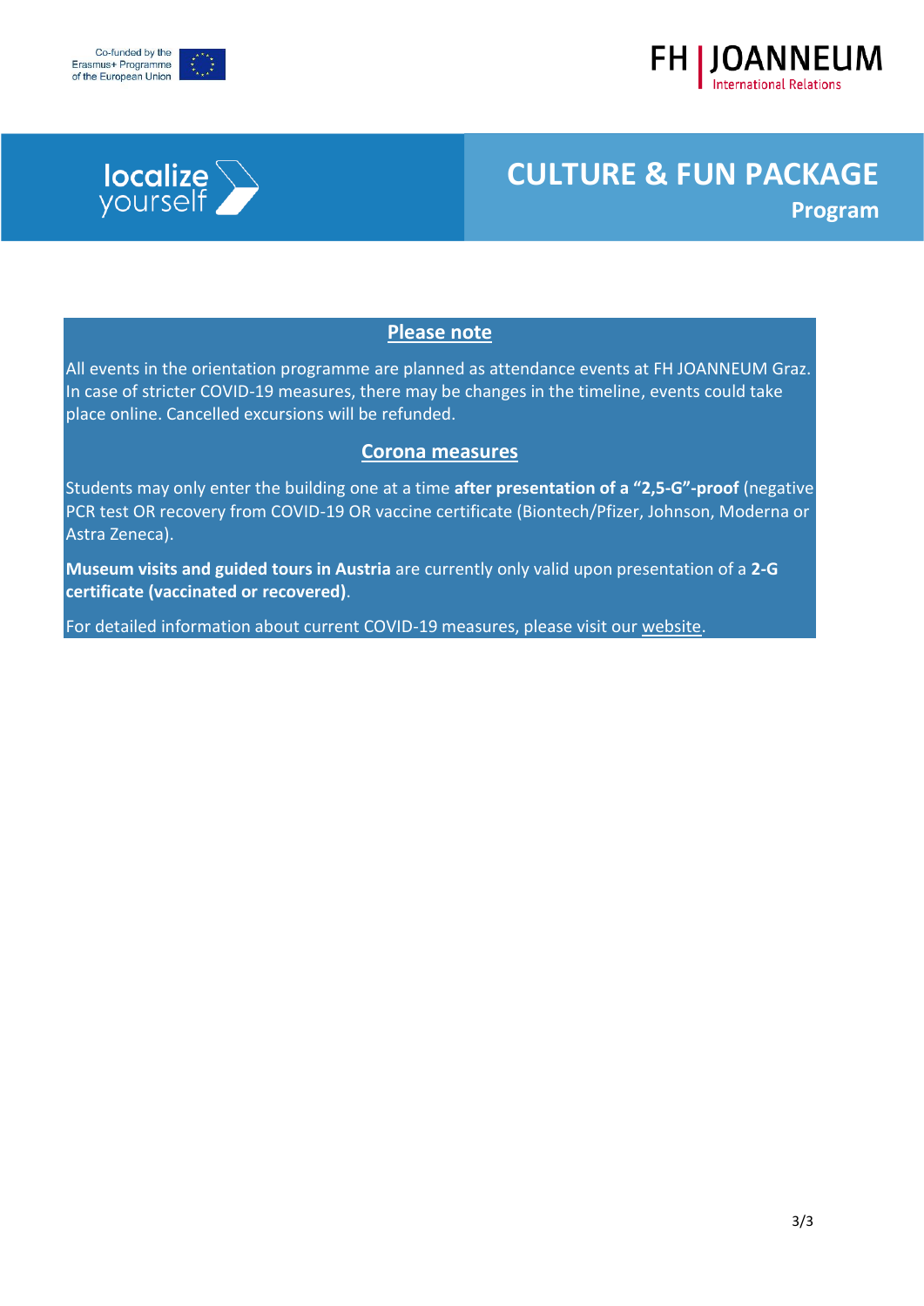Co-funded by the Erasmus+ Programme of the European Union

FH | JOANNEUM
International Relations

localize yourself

# CULTURE & FUN PACKAGE

## Program

### Please note

All events in the orientation programme are planned as attendance events at FH JOANNEUM Graz. In case of stricter COVID-19 measures, there may be changes in the timeline, events could take place online. Cancelled excursions will be refunded.

### Corona measures

Students may only enter the building one at a time **after presentation of a "2,5-G"-proof** (negative PCR test OR recovery from COVID-19 OR vaccine certificate (Biontech/Pfizer, Johnson, Moderna or Astra Zeneca).

**Museum visits and guided tours in Austria** are currently only valid upon presentation of a **2-G certificate (vaccinated or recovered)**.

For detailed information about current COVID-19 measures, please visit our website.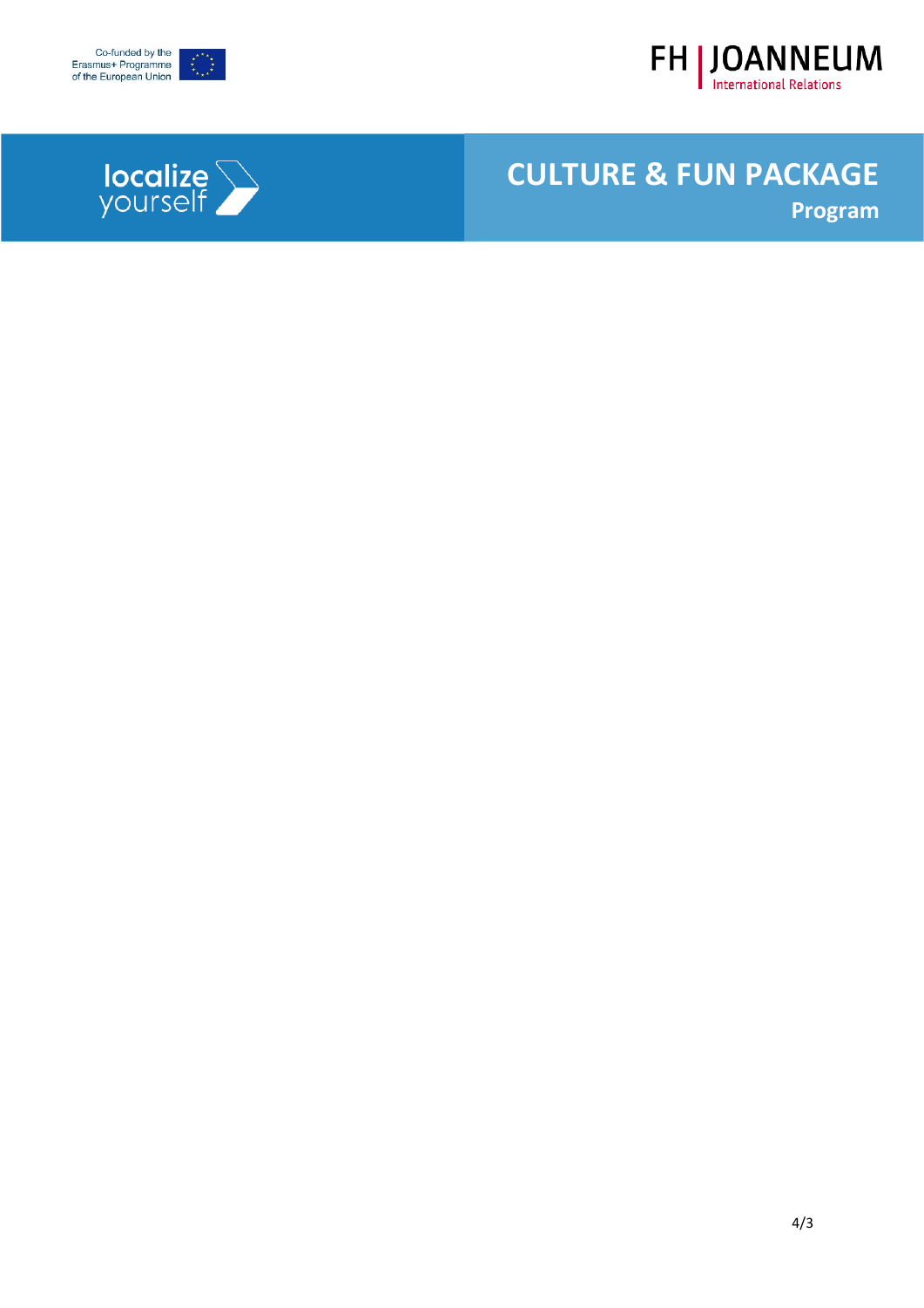Co-funded by the Erasmus+ Programme of the European Union

FH | JOANNEUM
International Relations

localize yourself

# CULTURE & FUN PACKAGE

**Program**